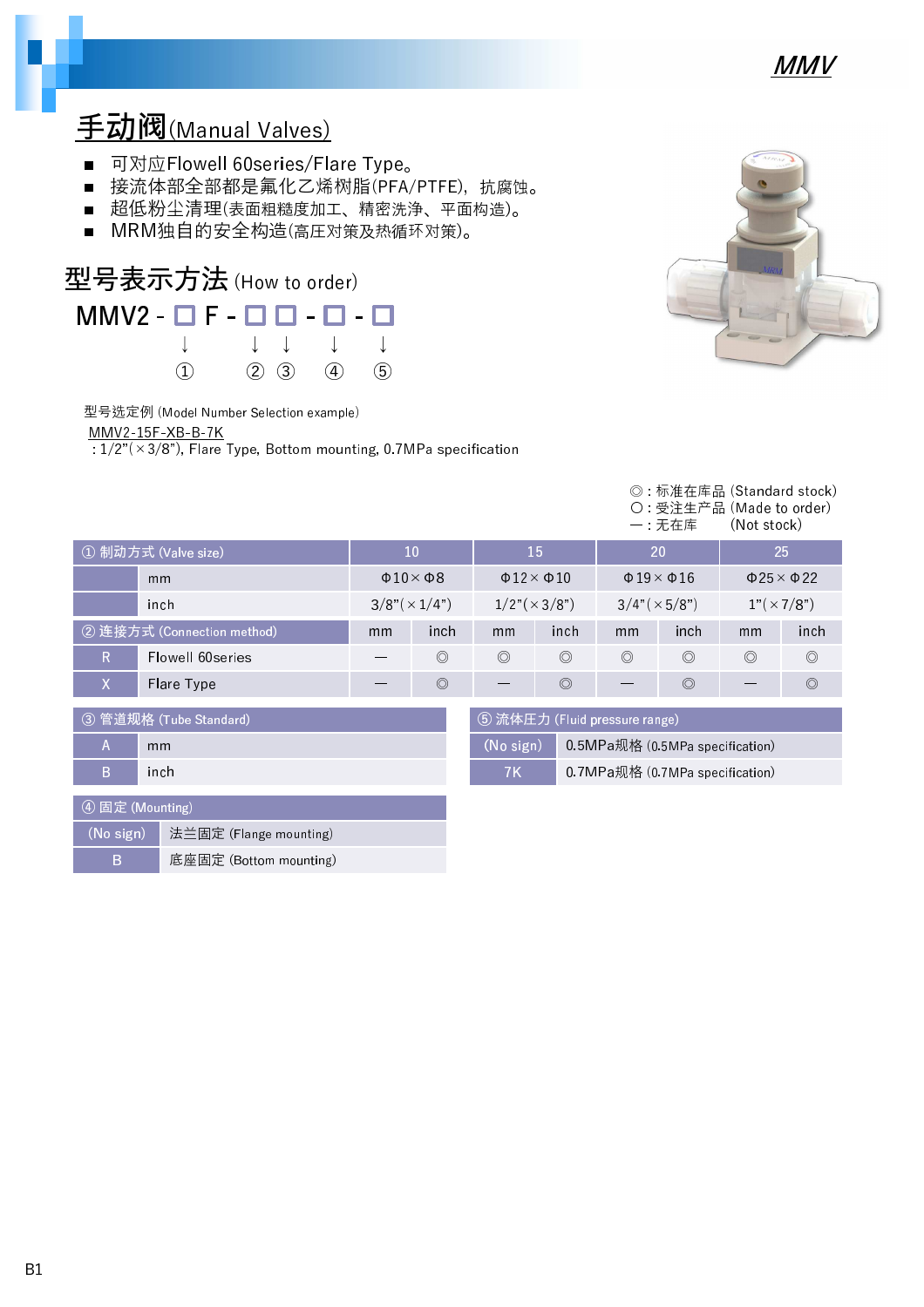# 手动阀(Manual Valves)

- 可对应Flowell 60series/Flare Type。
- 接流体部全部都是氟化乙烯树脂(PFA/PTFE)，抗腐蚀。
- 超低粉尘清理(表面粗糙度加工、精密洗净、平面构造)。
- MRM独自的安全构造(高压对策及热循环对策)。

## 型号表示方法 (How to order)

MMV2 - □ F - □ □ - □ - □

① ② ③ ④ ⑤

型号选定例 (Model Number Selection example)

MMV2-15F-XB-B-7K

: 1/2"(×3/8"), Flare Type, Bottom mounting, 0.7MPa specification

◎ : 标准在库品 (Standard stock)
○ : 受注生产品 (Made to order)
— : 无在库 (Not stock)

| ① 制动方式 (Valve size) | | 10 | | 15 | | 20 | | 25 | |
|---|---|---|---|---|---|---|---|---|---|
| | mm | Φ10×Φ8 | | Φ12×Φ10 | | Φ19×Φ16 | | Φ25×Φ22 | |
| | inch | 3/8"(×1/4") | | 1/2"(×3/8") | | 3/4"(×5/8") | | 1"(×7/8") | |
| ② 连接方式 (Connection method) | | mm | inch | mm | inch | mm | inch | mm | inch |
| R | Flowell 60series | — | ◎ | ◎ | ◎ | ◎ | ◎ | ◎ | ◎ |
| X | Flare Type | — | ◎ | — | ◎ | — | ◎ | — | ◎ |

| ③ 管道规格 (Tube Standard) | |
|---|---|
| A | mm |
| B | inch |

| ⑤ 流体压力 (Fluid pressure range) | |
|---|---|
| (No sign) | 0.5MPa规格 (0.5MPa specification) |
| 7K | 0.7MPa规格 (0.7MPa specification) |

| ④ 固定 (Mounting) | |
|---|---|
| (No sign) | 法兰固定 (Flange mounting) |
| B | 底座固定 (Bottom mounting) |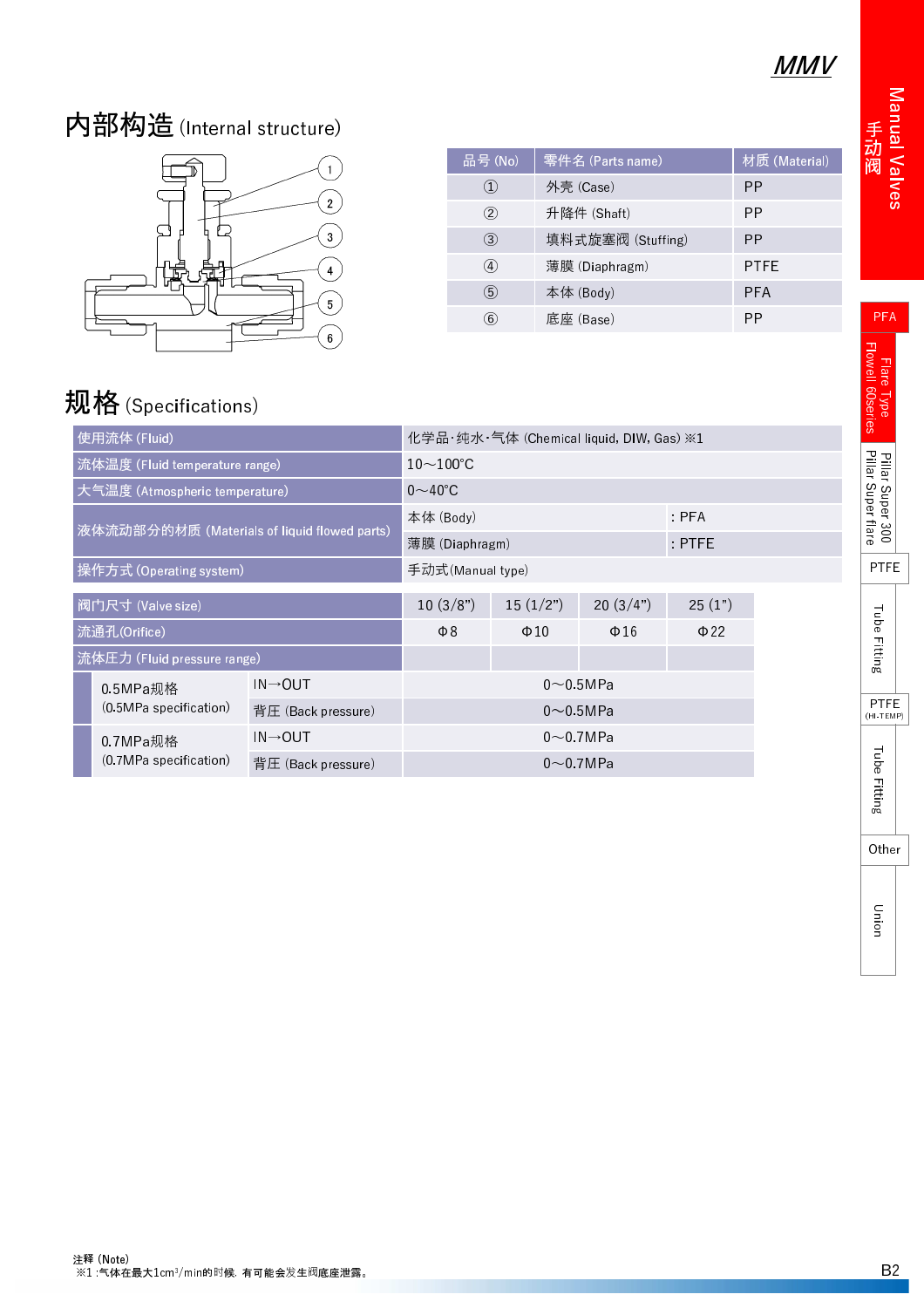## 内部构造 (Internal structure)

| 品号 (No) | 零件名 (Parts name) | 材质 (Material) |
|---|---|---|
| ① | 外壳 (Case) | PP |
| ② | 升降件 (Shaft) | PP |
| ③ | 填料式旋塞阀 (Stuffing) | PP |
| ④ | 薄膜 (Diaphragm) | PTFE |
| ⑤ | 本体 (Body) | PFA |
| ⑥ | 底座 (Base) | PP |

## 规格 (Specifications)

| 使用流体 (Fluid) | 化学品·纯水·气体 (Chemical liquid, DIW, Gas) ※1 | |
|---|---|---|
| 流体温度 (Fluid temperature range) | 10～100℃ | |
| 大气温度 (Atmospheric temperature) | 0～40℃ | |
| 液体流动部分的材质 (Materials of liquid flowed parts) | 本体 (Body) | : PFA |
| | 薄膜 (Diaphragm) | : PTFE |
| 操作方式 (Operating system) | 手动式(Manual type) | |

| 阀门尺寸 (Valve size) | | 10 (3/8") | 15 (1/2") | 20 (3/4") | 25 (1") |
|---|---|---|---|---|---|
| 流通孔(Orifice) | | Φ8 | Φ10 | Φ16 | Φ22 |
| 流体压力 (Fluid pressure range) | | | | | |
| 0.5MPa规格 (0.5MPa specification) | IN→OUT | 0～0.5MPa | | | |
| | 背压 (Back pressure) | 0～0.5MPa | | | |
| 0.7MPa规格 (0.7MPa specification) | IN→OUT | 0～0.7MPa | | | |
| | 背压 (Back pressure) | 0～0.7MPa | | | |

注释 (Note)
※1 :气体在最大1cm³/min的时候, 有可能会发生阀底座泄露。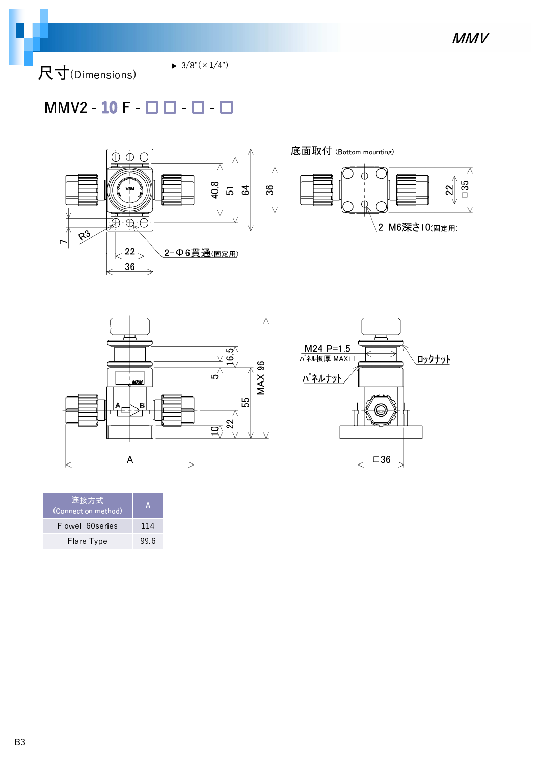# 尺寸(Dimensions)

▶ 3/8"(×1/4")

## MMV2 - 10 F - □ □ - □ - □

底面取付 (Bottom mounting)

2-Φ6貫通(固定用)

2-M6深さ10(固定用)

M24 P=1.5

パネル板厚 MAX11

ロックナット

パネルナット

| 连接方式 (Connection method) | A |
| --- | --- |
| Flowell 60series | 114 |
| Flare Type | 99.6 |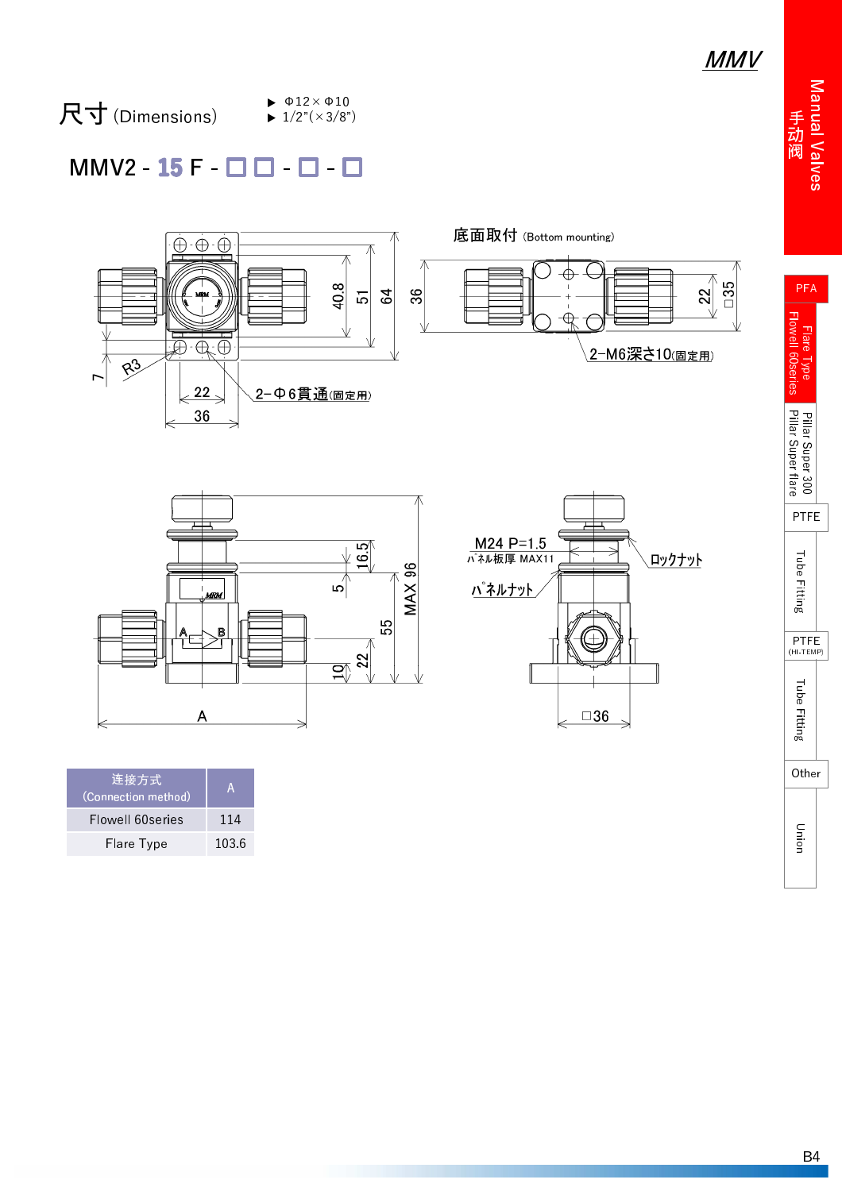# 尺寸 (Dimensions)

- Φ12×Φ10
- 1/2"(×3/8")

## MMV2 - 15 F - □□ - □ - □

底面取付 (Bottom mounting)

2-M6深さ10(固定用)

2-Φ6貫通(固定用)

M24 P=1.5

ﾊﾟﾈﾙ板厚 MAX11

ﾊﾟﾈﾙﾅｯﾄ

ロックナット

| 连接方式 (Connection method) | A |
|---|---|
| Flowell 60series | 114 |
| Flare Type | 103.6 |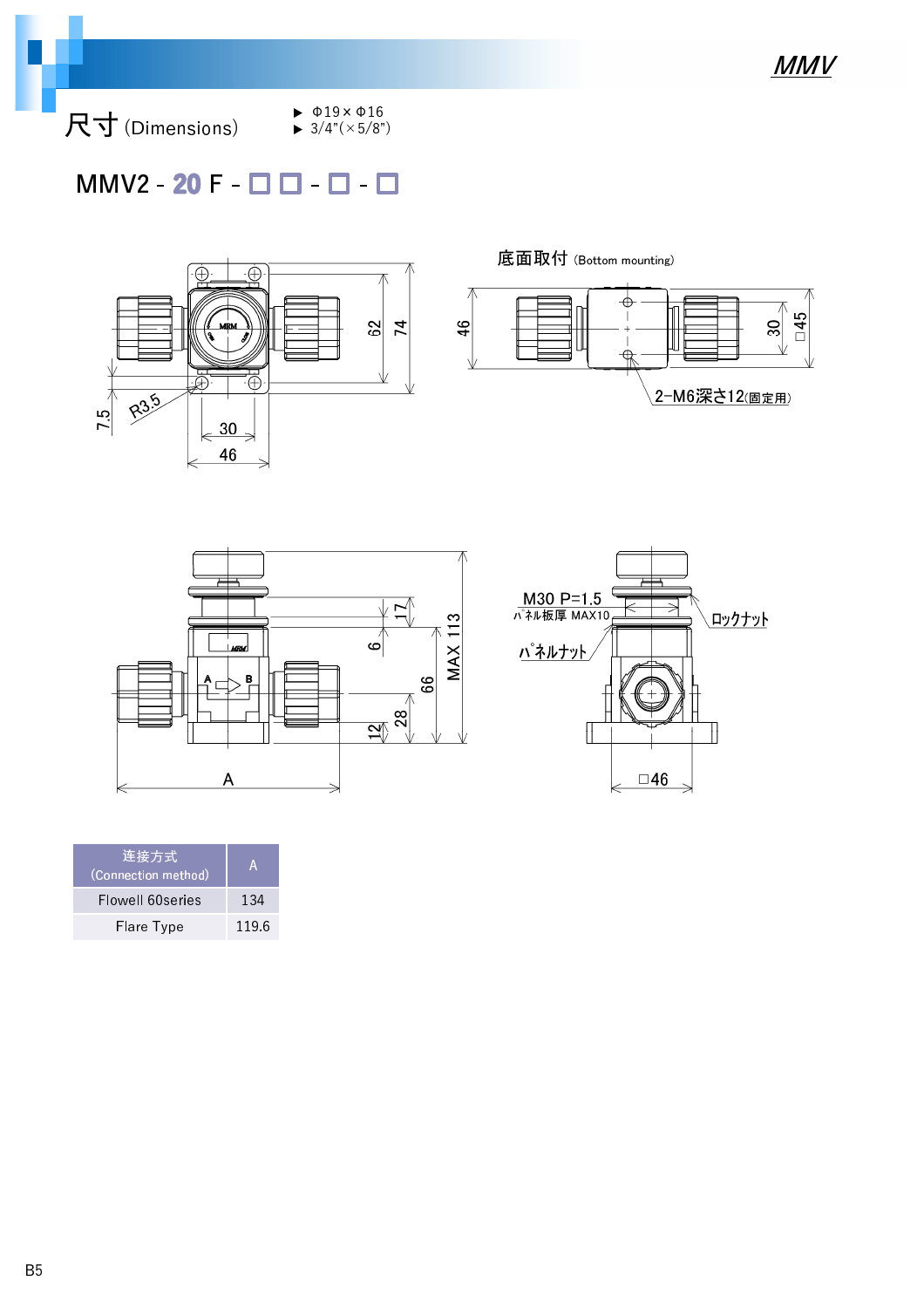# 尺寸 (Dimensions)

- ▶ Φ19×Φ16
- ▶ 3/4"(×5/8")

## MMV2 - 20 F - □ □ - □ - □

底面取付 (Bottom mounting)

2-M6深さ12(固定用)

R3.5

7.5

30

46

62

74

□45

M30 P=1.5

パネル板厚 MAX10

ロックナット

パネルナット

17

6

12

28

66

MAX 113

A

□46

| 连接方式 (Connection method) | A |
|---|---|
| Flowell 60series | 134 |
| Flare Type | 119.6 |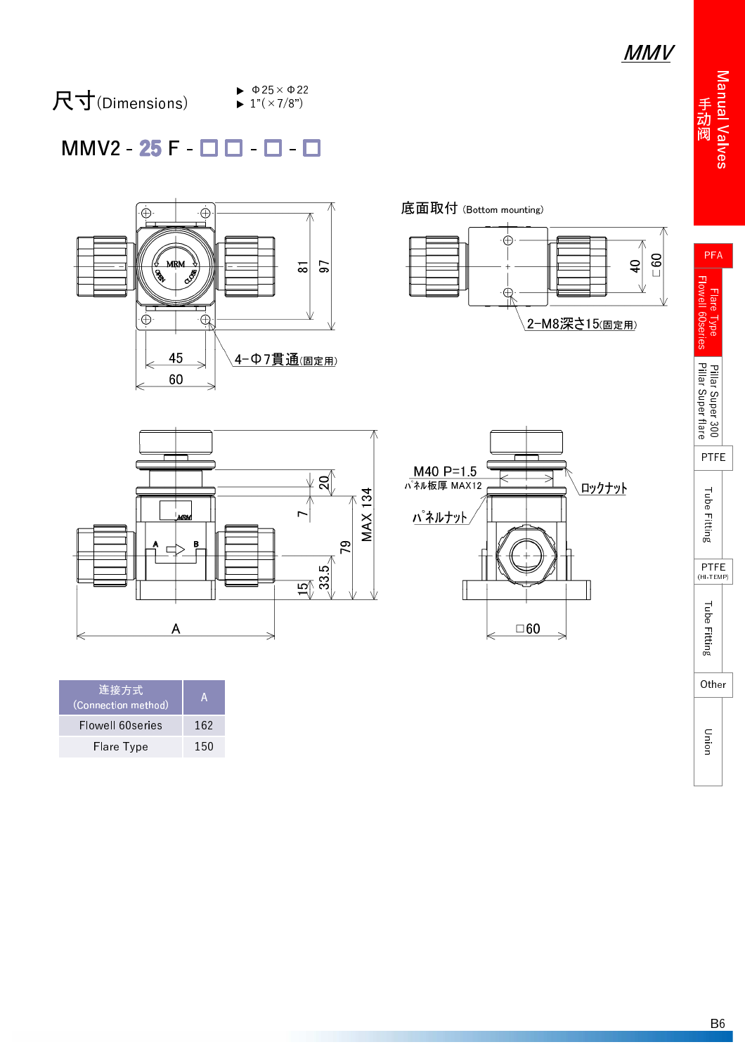# 尺寸(Dimensions)

▶ Φ25×Φ22
▶ 1"(×7/8")

## MMV2 - 25 F - □ □ - □ - □

底面取付 (Bottom mounting)

45
60
81
97
4−Φ7貫通(固定用)
40
□60
2−M8深さ15(固定用)
20
7
79
MAX 134
33.5
15
A
M40 P=1.5
パネル板厚 MAX12
パネルナット
ロックナット
□60

| 连接方式 (Connection method) | A |
|---|---|
| Flowell 60series | 162 |
| Flare Type | 150 |